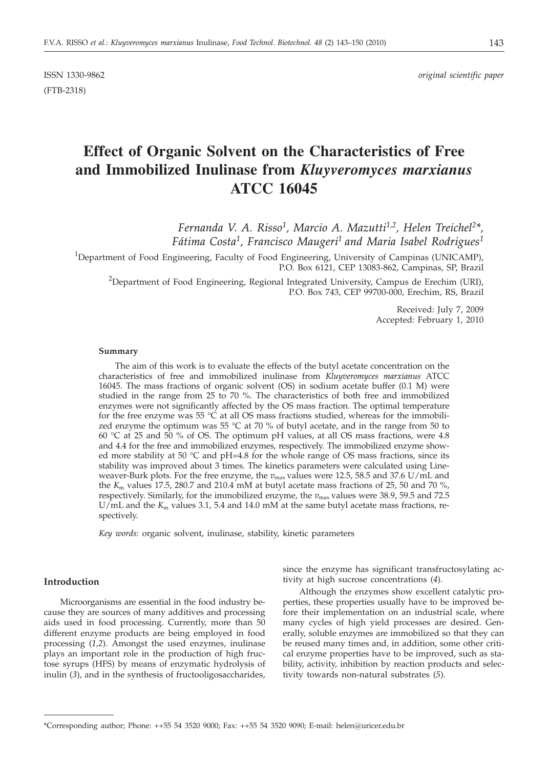ISSN 1330-9862 *original scientific paper*

(FTB-2318)

# Effect of Organic Solvent on the Characteristics of Free and Immobilized Inulinase from *Kluyveromyces marxianus* ATCC 16045

*Fernanda V. A. Risso[1], Marcio A. Mazutti[1,2], Helen Treichel[2]\*, Fátima Costa[1], Francisco Maugeri[1] and Maria Isabel Rodrigues[1]*

[1]Department of Food Engineering, Faculty of Food Engineering, University of Campinas (UNICAMP), P.O. Box 6121, CEP 13083-862, Campinas, SP, Brazil

[2]Department of Food Engineering, Regional Integrated University, Campus de Erechim (URI), P.O. Box 743, CEP 99700-000, Erechim, RS, Brazil

Received: July 7, 2009
Accepted: February 1, 2010

### Summary

The aim of this work is to evaluate the effects of the butyl acetate concentration on the characteristics of free and immobilized inulinase from *Kluyveromyces marxianus* ATCC 16045. The mass fractions of organic solvent (OS) in sodium acetate buffer (0.1 M) were studied in the range from 25 to 70 %. The characteristics of both free and immobilized enzymes were not significantly affected by the OS mass fraction. The optimal temperature for the free enzyme was 55 °C at all OS mass fractions studied, whereas for the immobilized enzyme the optimum was 55 °C at 70 % of butyl acetate, and in the range from 50 to 60 °C at 25 and 50 % of OS. The optimum pH values, at all OS mass fractions, were 4.8 and 4.4 for the free and immobilized enzymes, respectively. The immobilized enzyme showed more stability at 50 °C and pH=4.8 for the whole range of OS mass fractions, since its stability was improved about 3 times. The kinetics parameters were calculated using Lineweaver-Burk plots. For the free enzyme, the $v_{max}$ values were 12.5, 58.5 and 37.6 U/mL and the $K_m$ values 17.5, 280.7 and 210.4 mM at butyl acetate mass fractions of 25, 50 and 70 %, respectively. Similarly, for the immobilized enzyme, the $v_{max}$ values were 38.9, 59.5 and 72.5 U/mL and the $K_m$ values 3.1, 5.4 and 14.0 mM at the same butyl acetate mass fractions, respectively.

*Key words:* organic solvent, inulinase, stability, kinetic parameters

### Introduction

Microorganisms are essential in the food industry because they are sources of many additives and processing aids used in food processing. Currently, more than 50 different enzyme products are being employed in food processing (*1,2*). Amongst the used enzymes, inulinase plays an important role in the production of high fructose syrups (HFS) by means of enzymatic hydrolysis of inulin (*3*), and in the synthesis of fructooligosaccharides, since the enzyme has significant transfructosylating activity at high sucrose concentrations (*4*).

Although the enzymes show excellent catalytic properties, these properties usually have to be improved before their implementation on an industrial scale, where many cycles of high yield processes are desired. Generally, soluble enzymes are immobilized so that they can be reused many times and, in addition, some other critical enzyme properties have to be improved, such as stability, activity, inhibition by reaction products and selectivity towards non-natural substrates (*5*).

\*Corresponding author; Phone: ++55 54 3520 9000; Fax: ++55 54 3520 9090; E-mail: helen@uricer.edu.br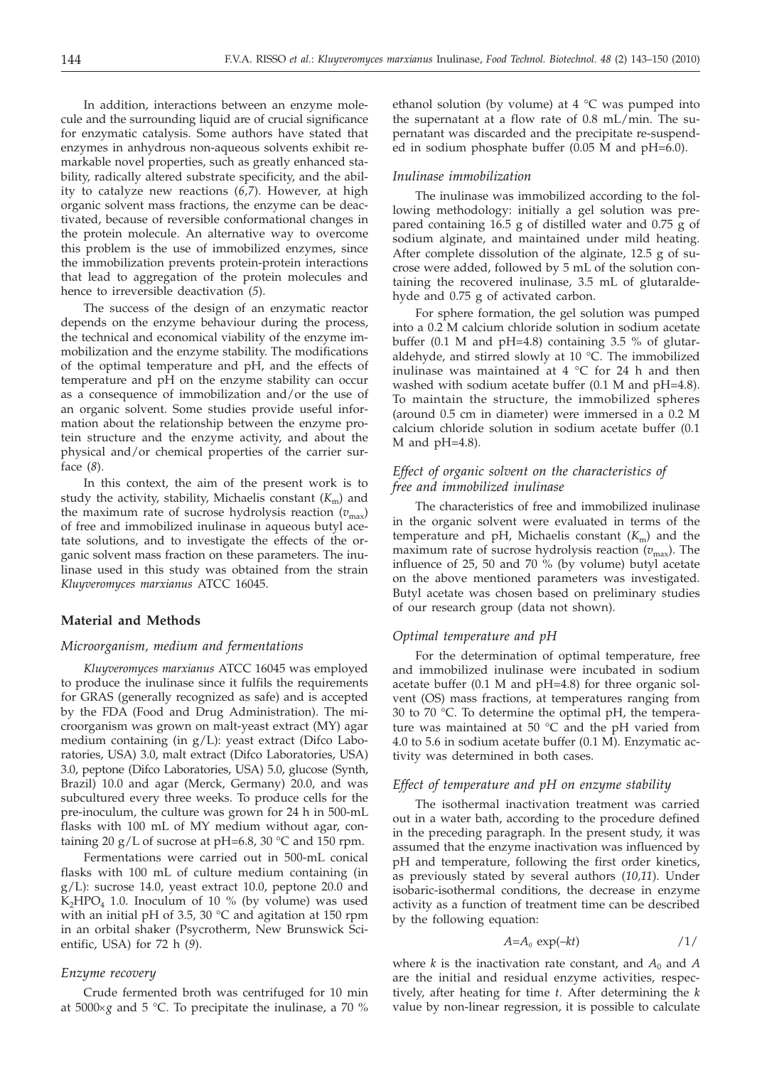In addition, interactions between an enzyme molecule and the surrounding liquid are of crucial significance for enzymatic catalysis. Some authors have stated that enzymes in anhydrous non-aqueous solvents exhibit remarkable novel properties, such as greatly enhanced stability, radically altered substrate specificity, and the ability to catalyze new reactions (*6,7*). However, at high organic solvent mass fractions, the enzyme can be deactivated, because of reversible conformational changes in the protein molecule. An alternative way to overcome this problem is the use of immobilized enzymes, since the immobilization prevents protein-protein interactions that lead to aggregation of the protein molecules and hence to irreversible deactivation (*5*).

The success of the design of an enzymatic reactor depends on the enzyme behaviour during the process, the technical and economical viability of the enzyme immobilization and the enzyme stability. The modifications of the optimal temperature and pH, and the effects of temperature and pH on the enzyme stability can occur as a consequence of immobilization and/or the use of an organic solvent. Some studies provide useful information about the relationship between the enzyme protein structure and the enzyme activity, and about the physical and/or chemical properties of the carrier surface (*8*).

In this context, the aim of the present work is to study the activity, stability, Michaelis constant ($K_m$) and the maximum rate of sucrose hydrolysis reaction ($v_{max}$) of free and immobilized inulinase in aqueous butyl acetate solutions, and to investigate the effects of the organic solvent mass fraction on these parameters. The inulinase used in this study was obtained from the strain *Kluyveromyces marxianus* ATCC 16045.

## Material and Methods

### *Microorganism, medium and fermentations*

*Kluyveromyces marxianus* ATCC 16045 was employed to produce the inulinase since it fulfils the requirements for GRAS (generally recognized as safe) and is accepted by the FDA (Food and Drug Administration). The microorganism was grown on malt-yeast extract (MY) agar medium containing (in g/L): yeast extract (Difco Laboratories, USA) 3.0, malt extract (Difco Laboratories, USA) 3.0, peptone (Difco Laboratories, USA) 5.0, glucose (Synth, Brazil) 10.0 and agar (Merck, Germany) 20.0, and was subcultured every three weeks. To produce cells for the pre-inoculum, the culture was grown for 24 h in 500-mL flasks with 100 mL of MY medium without agar, containing 20 g/L of sucrose at pH=6.8, 30 °C and 150 rpm.

Fermentations were carried out in 500-mL conical flasks with 100 mL of culture medium containing (in g/L): sucrose 14.0, yeast extract 10.0, peptone 20.0 and $K_2HPO_4$ 1.0. Inoculum of 10 % (by volume) was used with an initial pH of 3.5, 30 °C and agitation at 150 rpm in an orbital shaker (Psycrotherm, New Brunswick Scientific, USA) for 72 h (*9*).

### *Enzyme recovery*

Crude fermented broth was centrifuged for 10 min at 5000×*g* and 5 °C. To precipitate the inulinase, a 70 % ethanol solution (by volume) at 4 °C was pumped into the supernatant at a flow rate of 0.8 mL/min. The supernatant was discarded and the precipitate re-suspended in sodium phosphate buffer (0.05 M and pH=6.0).

### *Inulinase immobilization*

The inulinase was immobilized according to the following methodology: initially a gel solution was prepared containing 16.5 g of distilled water and 0.75 g of sodium alginate, and maintained under mild heating. After complete dissolution of the alginate, 12.5 g of sucrose were added, followed by 5 mL of the solution containing the recovered inulinase, 3.5 mL of glutaraldehyde and 0.75 g of activated carbon.

For sphere formation, the gel solution was pumped into a 0.2 M calcium chloride solution in sodium acetate buffer (0.1 M and pH=4.8) containing 3.5 % of glutaraldehyde, and stirred slowly at 10 °C. The immobilized inulinase was maintained at 4 °C for 24 h and then washed with sodium acetate buffer (0.1 M and pH=4.8). To maintain the structure, the immobilized spheres (around 0.5 cm in diameter) were immersed in a 0.2 M calcium chloride solution in sodium acetate buffer (0.1 M and pH=4.8).

### *Effect of organic solvent on the characteristics of free and immobilized inulinase*

The characteristics of free and immobilized inulinase in the organic solvent were evaluated in terms of the temperature and pH, Michaelis constant ($K_m$) and the maximum rate of sucrose hydrolysis reaction ($v_{max}$). The influence of 25, 50 and 70 % (by volume) butyl acetate on the above mentioned parameters was investigated. Butyl acetate was chosen based on preliminary studies of our research group (data not shown).

### *Optimal temperature and pH*

For the determination of optimal temperature, free and immobilized inulinase were incubated in sodium acetate buffer (0.1 M and pH=4.8) for three organic solvent (OS) mass fractions, at temperatures ranging from 30 to 70 °C. To determine the optimal pH, the temperature was maintained at 50 °C and the pH varied from 4.0 to 5.6 in sodium acetate buffer (0.1 M). Enzymatic activity was determined in both cases.

### *Effect of temperature and pH on enzyme stability*

The isothermal inactivation treatment was carried out in a water bath, according to the procedure defined in the preceding paragraph. In the present study, it was assumed that the enzyme inactivation was influenced by pH and temperature, following the first order kinetics, as previously stated by several authors (*10,11*). Under isobaric-isothermal conditions, the decrease in enzyme activity as a function of treatment time can be described by the following equation:

$$A=A_0 \exp(-kt) \qquad /1/$$

where $k$ is the inactivation rate constant, and $A_0$ and $A$ are the initial and residual enzyme activities, respectively, after heating for time $t$. After determining the $k$ value by non-linear regression, it is possible to calculate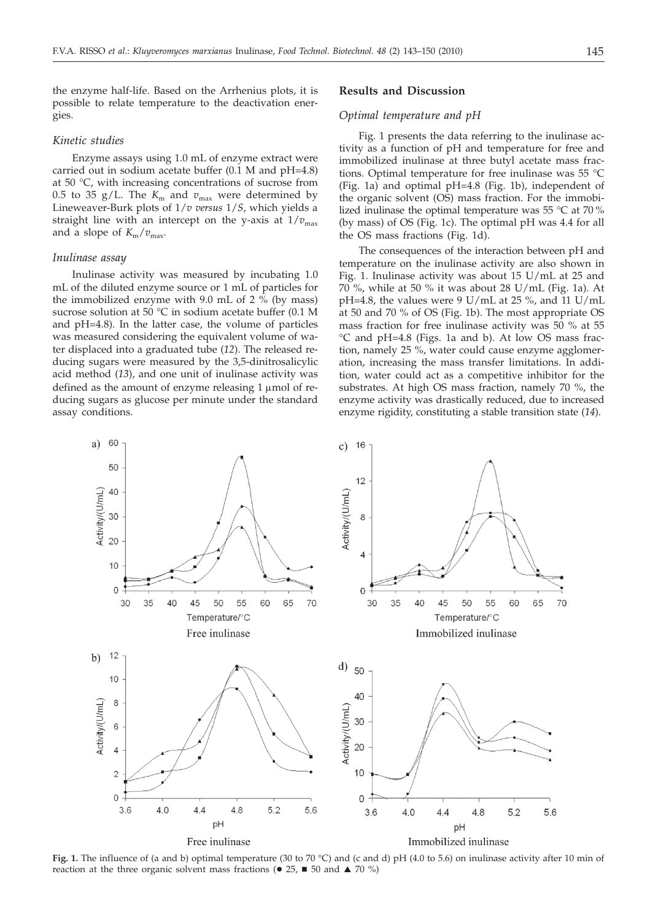the enzyme half-life. Based on the Arrhenius plots, it is possible to relate temperature to the deactivation energies.

### *Kinetic studies*

Enzyme assays using 1.0 mL of enzyme extract were carried out in sodium acetate buffer (0.1 M and pH=4.8) at 50 °C, with increasing concentrations of sucrose from 0.5 to 35 g/L. The $K_m$ and $v_{max}$ were determined by Lineweaver-Burk plots of $1/v$ *versus* $1/S$, which yields a straight line with an intercept on the y-axis at $1/v_{max}$ and a slope of $K_m/v_{max}$.

### *Inulinase assay*

Inulinase activity was measured by incubating 1.0 mL of the diluted enzyme source or 1 mL of particles for the immobilized enzyme with 9.0 mL of 2 % (by mass) sucrose solution at 50 °C in sodium acetate buffer (0.1 M and pH=4.8). In the latter case, the volume of particles was measured considering the equivalent volume of water displaced into a graduated tube (*12*). The released reducing sugars were measured by the 3,5-dinitrosalicylic acid method (*13*), and one unit of inulinase activity was defined as the amount of enzyme releasing 1 μmol of reducing sugars as glucose per minute under the standard assay conditions.

## Results and Discussion

### *Optimal temperature and pH*

Fig. 1 presents the data referring to the inulinase activity as a function of pH and temperature for free and immobilized inulinase at three butyl acetate mass fractions. Optimal temperature for free inulinase was 55 °C (Fig. 1a) and optimal pH=4.8 (Fig. 1b), independent of the organic solvent (OS) mass fraction. For the immobilized inulinase the optimal temperature was 55 °C at 70 % (by mass) of OS (Fig. 1c). The optimal pH was 4.4 for all the OS mass fractions (Fig. 1d).

The consequences of the interaction between pH and temperature on the inulinase activity are also shown in Fig. 1. Inulinase activity was about 15 U/mL at 25 and 70 %, while at 50 % it was about 28 U/mL (Fig. 1a). At pH=4.8, the values were 9 U/mL at 25 %, and 11 U/mL at 50 and 70 % of OS (Fig. 1b). The most appropriate OS mass fraction for free inulinase activity was 50 % at 55 °C and pH=4.8 (Figs. 1a and b). At low OS mass fraction, namely 25 %, water could cause enzyme agglomeration, increasing the mass transfer limitations. In addition, water could act as a competitive inhibitor for the substrates. At high OS mass fraction, namely 70 %, the enzyme activity was drastically reduced, due to increased enzyme rigidity, constituting a stable transition state (*14*).

**Fig. 1.** The influence of (a and b) optimal temperature (30 to 70 °C) and (c and d) pH (4.0 to 5.6) on inulinase activity after 10 min of reaction at the three organic solvent mass fractions (● 25, ■ 50 and ▲ 70 %)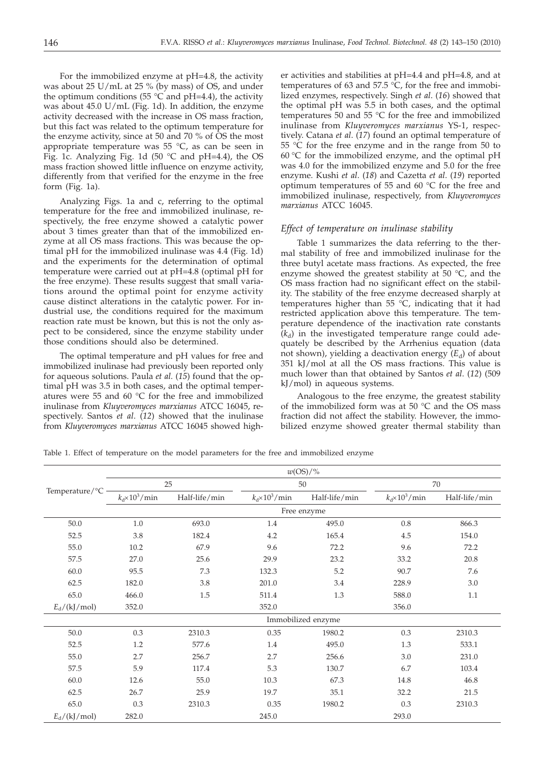For the immobilized enzyme at pH=4.8, the activity was about 25 U/mL at 25 % (by mass) of OS, and under the optimum conditions (55 °C and pH=4.4), the activity was about 45.0 U/mL (Fig. 1d). In addition, the enzyme activity decreased with the increase in OS mass fraction, but this fact was related to the optimum temperature for the enzyme activity, since at 50 and 70 % of OS the most appropriate temperature was 55 °C, as can be seen in Fig. 1c. Analyzing Fig. 1d (50 °C and pH=4.4), the OS mass fraction showed little influence on enzyme activity, differently from that verified for the enzyme in the free form (Fig. 1a).

Analyzing Figs. 1a and c, referring to the optimal temperature for the free and immobilized inulinase, respectively, the free enzyme showed a catalytic power about 3 times greater than that of the immobilized enzyme at all OS mass fractions. This was because the optimal pH for the immobilized inulinase was 4.4 (Fig. 1d) and the experiments for the determination of optimal temperature were carried out at pH=4.8 (optimal pH for the free enzyme). These results suggest that small variations around the optimal point for enzyme activity cause distinct alterations in the catalytic power. For industrial use, the conditions required for the maximum reaction rate must be known, but this is not the only aspect to be considered, since the enzyme stability under those conditions should also be determined.

The optimal temperature and pH values for free and immobilized inulinase had previously been reported only for aqueous solutions. Paula *et al.* (*15*) found that the optimal pH was 3.5 in both cases, and the optimal temperatures were 55 and 60 °C for the free and immobilized inulinase from *Kluyveromyces marxianus* ATCC 16045, respectively. Santos *et al.* (*12*) showed that the inulinase from *Kluyveromyces marxianus* ATCC 16045 showed higher activities and stabilities at pH=4.4 and pH=4.8, and at temperatures of 63 and 57.5 °C, for the free and immobilized enzymes, respectively. Singh *et al.* (*16*) showed that the optimal pH was 5.5 in both cases, and the optimal temperatures 50 and 55 °C for the free and immobilized inulinase from *Kluyveromyces marxianus* YS-1, respectively. Catana *et al.* (*17*) found an optimal temperature of 55 °C for the free enzyme and in the range from 50 to 60 °C for the immobilized enzyme, and the optimal pH was 4.0 for the immobilized enzyme and 5.0 for the free enzyme. Kushi *et al.* (*18*) and Cazetta *et al.* (*19*) reported optimum temperatures of 55 and 60 °C for the free and immobilized inulinase, respectively, from *Kluyveromyces marxianus* ATCC 16045.

### *Effect of temperature on inulinase stability*

Table 1 summarizes the data referring to the thermal stability of free and immobilized inulinase for the three butyl acetate mass fractions. As expected, the free enzyme showed the greatest stability at 50 °C, and the OS mass fraction had no significant effect on the stability. The stability of the free enzyme decreased sharply at temperatures higher than 55 °C, indicating that it had restricted application above this temperature. The temperature dependence of the inactivation rate constants ($k_d$) in the investigated temperature range could adequately be described by the Arrhenius equation (data not shown), yielding a deactivation energy ($E_d$) of about 351 kJ/mol at all the OS mass fractions. This value is much lower than that obtained by Santos *et al.* (*12*) (509 kJ/mol) in aqueous systems.

Analogous to the free enzyme, the greatest stability of the immobilized form was at 50 °C and the OS mass fraction did not affect the stability. However, the immobilized enzyme showed greater thermal stability than

Table 1. Effect of temperature on the model parameters for the free and immobilized enzyme

| Temperature/°C | $w$(OS)/% | | | | | |
|---|---|---|---|---|---|---|
| | 25 | | 50 | | 70 | |
| | $k_d\times10^3$/min | Half-life/min | $k_d\times10^3$/min | Half-life/min | $k_d\times10^3$/min | Half-life/min |
| | Free enzyme | | | | | |
| 50.0 | 1.0 | 693.0 | 1.4 | 495.0 | 0.8 | 866.3 |
| 52.5 | 3.8 | 182.4 | 4.2 | 165.4 | 4.5 | 154.0 |
| 55.0 | 10.2 | 67.9 | 9.6 | 72.2 | 9.6 | 72.2 |
| 57.5 | 27.0 | 25.6 | 29.9 | 23.2 | 33.2 | 20.8 |
| 60.0 | 95.5 | 7.3 | 132.3 | 5.2 | 90.7 | 7.6 |
| 62.5 | 182.0 | 3.8 | 201.0 | 3.4 | 228.9 | 3.0 |
| 65.0 | 466.0 | 1.5 | 511.4 | 1.3 | 588.0 | 1.1 |
| $E_d$/(kJ/mol) | 352.0 | | 352.0 | | 356.0 | |
| | Immobilized enzyme | | | | | |
| 50.0 | 0.3 | 2310.3 | 0.35 | 1980.2 | 0.3 | 2310.3 |
| 52.5 | 1.2 | 577.6 | 1.4 | 495.0 | 1.3 | 533.1 |
| 55.0 | 2.7 | 256.7 | 2.7 | 256.6 | 3.0 | 231.0 |
| 57.5 | 5.9 | 117.4 | 5.3 | 130.7 | 6.7 | 103.4 |
| 60.0 | 12.6 | 55.0 | 10.3 | 67.3 | 14.8 | 46.8 |
| 62.5 | 26.7 | 25.9 | 19.7 | 35.1 | 32.2 | 21.5 |
| 65.0 | 0.3 | 2310.3 | 0.35 | 1980.2 | 0.3 | 2310.3 |
| $E_d$/(kJ/mol) | 282.0 | | 245.0 | | 293.0 | |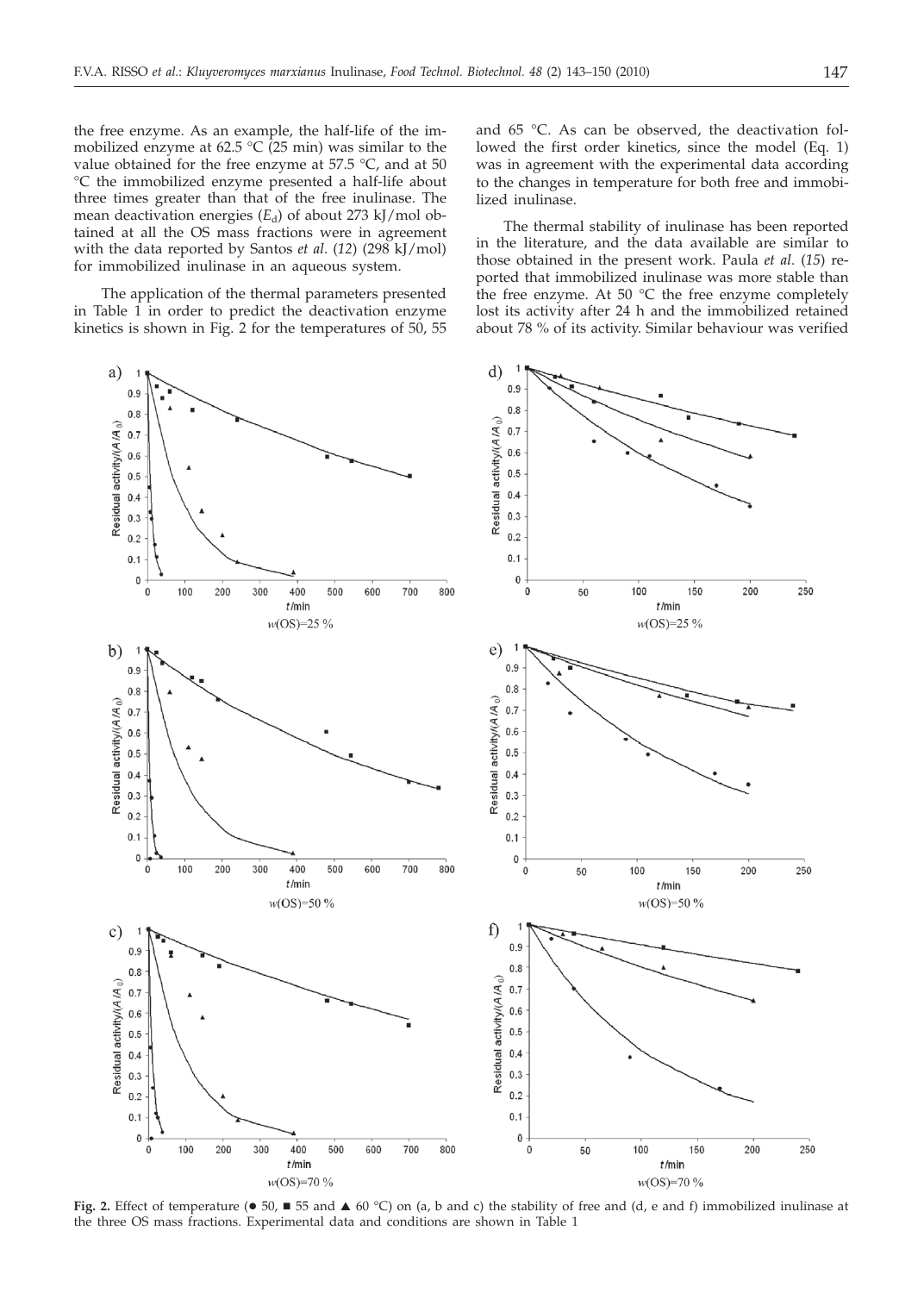the free enzyme. As an example, the half-life of the immobilized enzyme at 62.5 °C (25 min) was similar to the value obtained for the free enzyme at 57.5 °C, and at 50 °C the immobilized enzyme presented a half-life about three times greater than that of the free inulinase. The mean deactivation energies ($E_d$) of about 273 kJ/mol obtained at all the OS mass fractions were in agreement with the data reported by Santos *et al.* (*12*) (298 kJ/mol) for immobilized inulinase in an aqueous system.

The application of the thermal parameters presented in Table 1 in order to predict the deactivation enzyme kinetics is shown in Fig. 2 for the temperatures of 50, 55 and 65 °C. As can be observed, the deactivation followed the first order kinetics, since the model (Eq. 1) was in agreement with the experimental data according to the changes in temperature for both free and immobilized inulinase.

The thermal stability of inulinase has been reported in the literature, and the data available are similar to those obtained in the present work. Paula *et al.* (*15*) reported that immobilized inulinase was more stable than the free enzyme. At 50 °C the free enzyme completely lost its activity after 24 h and the immobilized retained about 78 % of its activity. Similar behaviour was verified

**Fig. 2.** Effect of temperature (● 50, ■ 55 and ▲ 60 °C) on (a, b and c) the stability of free and (d, e and f) immobilized inulinase at the three OS mass fractions. Experimental data and conditions are shown in Table 1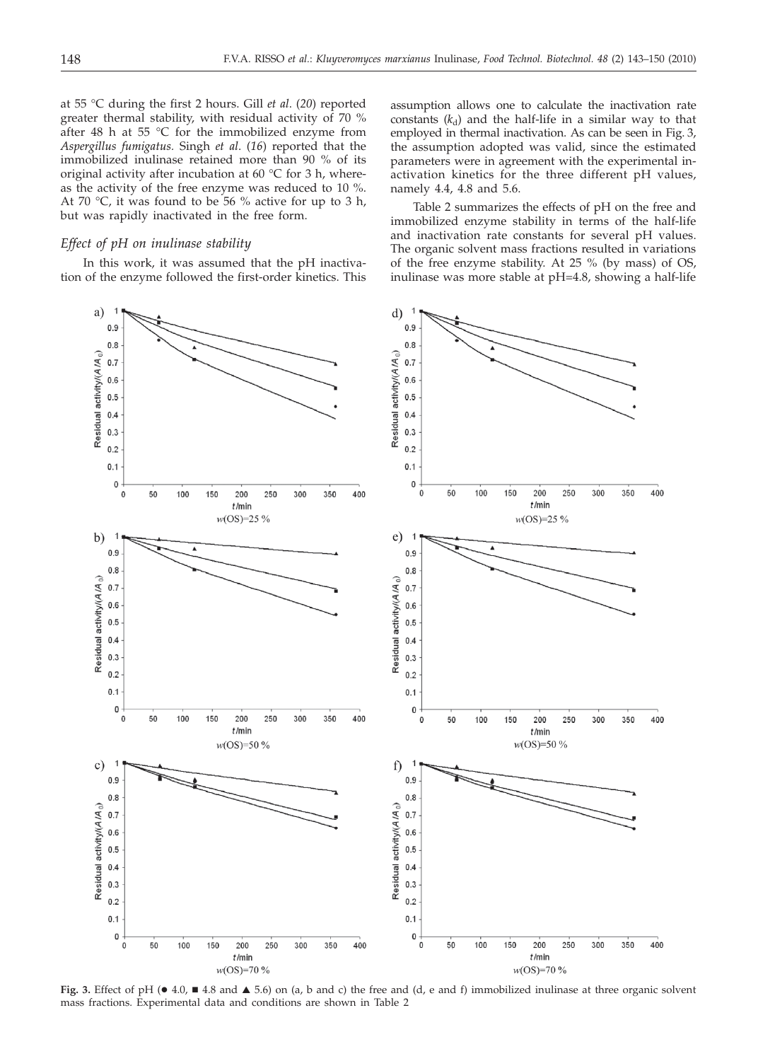at 55 °C during the first 2 hours. Gill *et al*. (*20*) reported greater thermal stability, with residual activity of 70 % after 48 h at 55 °C for the immobilized enzyme from *Aspergillus fumigatus*. Singh *et al*. (*16*) reported that the immobilized inulinase retained more than 90 % of its original activity after incubation at 60 °C for 3 h, whereas the activity of the free enzyme was reduced to 10 %. At 70 °C, it was found to be 56 % active for up to 3 h, but was rapidly inactivated in the free form.

### *Effect of pH on inulinase stability*

In this work, it was assumed that the pH inactivation of the enzyme followed the first-order kinetics. This assumption allows one to calculate the inactivation rate constants ($k_d$) and the half-life in a similar way to that employed in thermal inactivation. As can be seen in Fig. 3, the assumption adopted was valid, since the estimated parameters were in agreement with the experimental inactivation kinetics for the three different pH values, namely 4.4, 4.8 and 5.6.

Table 2 summarizes the effects of pH on the free and immobilized enzyme stability in terms of the half-life and inactivation rate constants for several pH values. The organic solvent mass fractions resulted in variations of the free enzyme stability. At 25 % (by mass) of OS, inulinase was more stable at pH=4.8, showing a half-life

**Fig. 3.** Effect of pH (● 4.0, ■ 4.8 and ▲ 5.6) on (a, b and c) the free and (d, e and f) immobilized inulinase at three organic solvent mass fractions. Experimental data and conditions are shown in Table 2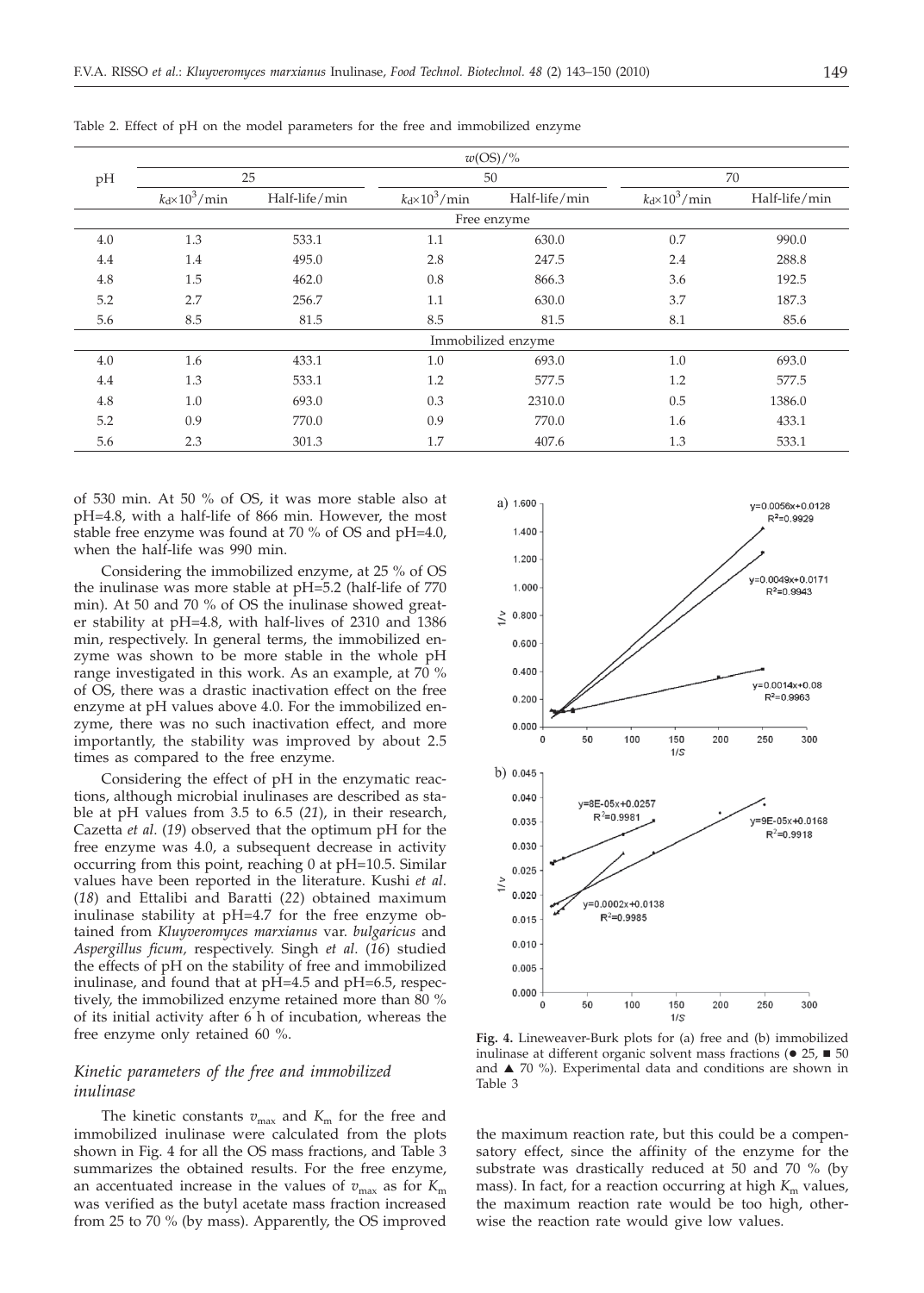Table 2. Effect of pH on the model parameters for the free and immobilized enzyme

| pH | $w$(OS)/% | | | | | |
|---|---|---|---|---|---|---|
| | 25 | | 50 | | 70 | |
| | $k_d \times 10^3$/min | Half-life/min | $k_d \times 10^3$/min | Half-life/min | $k_d \times 10^3$/min | Half-life/min |
| | Free enzyme | | | | | |
| 4.0 | 1.3 | 533.1 | 1.1 | 630.0 | 0.7 | 990.0 |
| 4.4 | 1.4 | 495.0 | 2.8 | 247.5 | 2.4 | 288.8 |
| 4.8 | 1.5 | 462.0 | 0.8 | 866.3 | 3.6 | 192.5 |
| 5.2 | 2.7 | 256.7 | 1.1 | 630.0 | 3.7 | 187.3 |
| 5.6 | 8.5 | 81.5 | 8.5 | 81.5 | 8.1 | 85.6 |
| | Immobilized enzyme | | | | | |
| 4.0 | 1.6 | 433.1 | 1.0 | 693.0 | 1.0 | 693.0 |
| 4.4 | 1.3 | 533.1 | 1.2 | 577.5 | 1.2 | 577.5 |
| 4.8 | 1.0 | 693.0 | 0.3 | 2310.0 | 0.5 | 1386.0 |
| 5.2 | 0.9 | 770.0 | 0.9 | 770.0 | 1.6 | 433.1 |
| 5.6 | 2.3 | 301.3 | 1.7 | 407.6 | 1.3 | 533.1 |

of 530 min. At 50 % of OS, it was more stable also at pH=4.8, with a half-life of 866 min. However, the most stable free enzyme was found at 70 % of OS and pH=4.0, when the half-life was 990 min.

Considering the immobilized enzyme, at 25 % of OS the inulinase was more stable at pH=5.2 (half-life of 770 min). At 50 and 70 % of OS the inulinase showed greater stability at pH=4.8, with half-lives of 2310 and 1386 min, respectively. In general terms, the immobilized enzyme was shown to be more stable in the whole pH range investigated in this work. As an example, at 70 % of OS, there was a drastic inactivation effect on the free enzyme at pH values above 4.0. For the immobilized enzyme, there was no such inactivation effect, and more importantly, the stability was improved by about 2.5 times as compared to the free enzyme.

Considering the effect of pH in the enzymatic reactions, although microbial inulinases are described as stable at pH values from 3.5 to 6.5 (*21*), in their research, Cazetta *et al.* (*19*) observed that the optimum pH for the free enzyme was 4.0, a subsequent decrease in activity occurring from this point, reaching 0 at pH=10.5. Similar values have been reported in the literature. Kushi *et al.* (*18*) and Ettalibi and Baratti (*22*) obtained maximum inulinase stability at pH=4.7 for the free enzyme obtained from *Kluyveromyces marxianus* var. *bulgaricus* and *Aspergillus ficum*, respectively. Singh *et al.* (*16*) studied the effects of pH on the stability of free and immobilized inulinase, and found that at pH=4.5 and pH=6.5, respectively, the immobilized enzyme retained more than 80 % of its initial activity after 6 h of incubation, whereas the free enzyme only retained 60 %.

### *Kinetic parameters of the free and immobilized inulinase*

The kinetic constants $v_{max}$ and $K_m$ for the free and immobilized inulinase were calculated from the plots shown in Fig. 4 for all the OS mass fractions, and Table 3 summarizes the obtained results. For the free enzyme, an accentuated increase in the values of $v_{max}$ as for $K_m$ was verified as the butyl acetate mass fraction increased from 25 to 70 % (by mass). Apparently, the OS improved the maximum reaction rate, but this could be a compensatory effect, since the affinity of the enzyme for the substrate was drastically reduced at 50 and 70 % (by mass). In fact, for a reaction occurring at high $K_m$ values, the maximum reaction rate would be too high, otherwise the reaction rate would give low values.

**Fig. 4.** Lineweaver-Burk plots for (a) free and (b) immobilized inulinase at different organic solvent mass fractions (● 25, ■ 50 and ▲ 70 %). Experimental data and conditions are shown in Table 3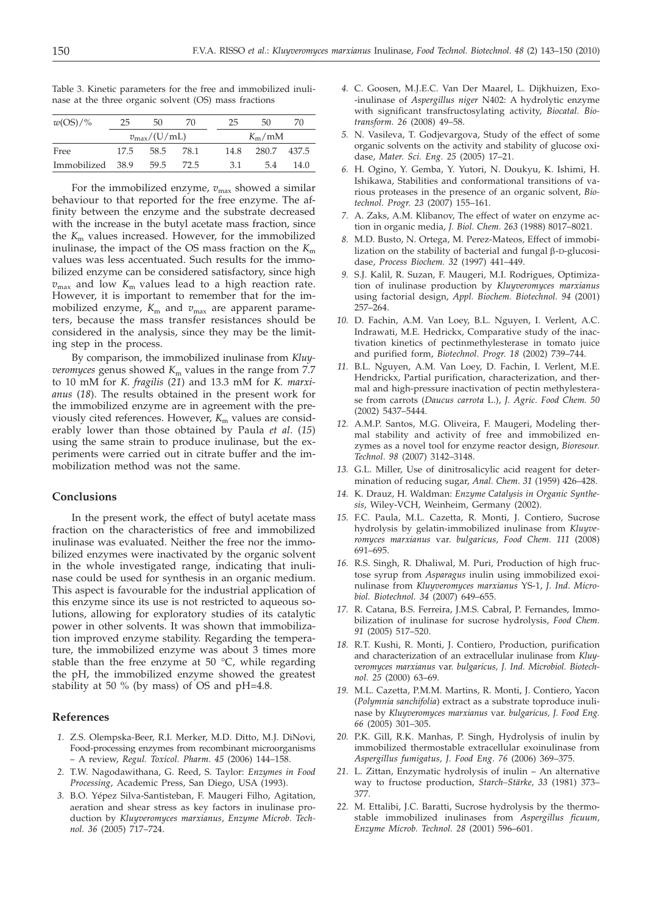Table 3. Kinetic parameters for the free and immobilized inulinase at the three organic solvent (OS) mass fractions

| $w$(OS)/% | 25 | 50 | 70 | 25 | 50 | 70 |
|---|---|---|---|---|---|---|
| | $v_{max}$/(U/mL) | | | $K_m$/mM | | |
| Free | 17.5 | 58.5 | 78.1 | 14.8 | 280.7 | 437.5 |
| Immobilized | 38.9 | 59.5 | 72.5 | 3.1 | 5.4 | 14.0 |

For the immobilized enzyme, $v_{max}$ showed a similar behaviour to that reported for the free enzyme. The affinity between the enzyme and the substrate decreased with the increase in the butyl acetate mass fraction, since the $K_m$ values increased. However, for the immobilized inulinase, the impact of the OS mass fraction on the $K_m$ values was less accentuated. Such results for the immobilized enzyme can be considered satisfactory, since high $v_{max}$ and low $K_m$ values lead to a high reaction rate. However, it is important to remember that for the immobilized enzyme, $K_m$ and $v_{max}$ are apparent parameters, because the mass transfer resistances should be considered in the analysis, since they may be the limiting step in the process.

By comparison, the immobilized inulinase from *Kluyveromyces* genus showed $K_m$ values in the range from 7.7 to 10 mM for *K. fragilis* (*21*) and 13.3 mM for *K. marxianus* (*18*). The results obtained in the present work for the immobilized enzyme are in agreement with the previously cited references. However, $K_m$ values are considerably lower than those obtained by Paula *et al.* (*15*) using the same strain to produce inulinase, but the experiments were carried out in citrate buffer and the immobilization method was not the same.

## Conclusions

In the present work, the effect of butyl acetate mass fraction on the characteristics of free and immobilized inulinase was evaluated. Neither the free nor the immobilized enzymes were inactivated by the organic solvent in the whole investigated range, indicating that inulinase could be used for synthesis in an organic medium. This aspect is favourable for the industrial application of this enzyme since its use is not restricted to aqueous solutions, allowing for exploratory studies of its catalytic power in other solvents. It was shown that immobilization improved enzyme stability. Regarding the temperature, the immobilized enzyme was about 3 times more stable than the free enzyme at 50 °C, while regarding the pH, the immobilized enzyme showed the greatest stability at 50 % (by mass) of OS and pH=4.8.

## References

1. Z.S. Olempska-Beer, R.I. Merker, M.D. Ditto, M.J. DiNovi, Food-processing enzymes from recombinant microorganisms – A review, *Regul. Toxicol. Pharm. 45* (2006) 144–158.
2. T.W. Nagodawithana, G. Reed, S. Taylor: *Enzymes in Food Processing*, Academic Press, San Diego, USA (1993).
3. B.O. Yépez Silva-Santisteban, F. Maugeri Filho, Agitation, aeration and shear stress as key factors in inulinase production by *Kluyveromyces marxianus*, *Enzyme Microb. Technol. 36* (2005) 717–724.
4. C. Goosen, M.J.E.C. Van Der Maarel, L. Dijkhuizen, Exo-inulinase of *Aspergillus niger* N402: A hydrolytic enzyme with significant transfructosylating activity, *Biocatal. Biotransform. 26* (2008) 49–58.
5. N. Vasileva, T. Godjevargova, Study of the effect of some organic solvents on the activity and stability of glucose oxidase, *Mater. Sci. Eng. 25* (2005) 17–21.
6. H. Ogino, Y. Gemba, Y. Yutori, N. Doukyu, K. Ishimi, H. Ishikawa, Stabilities and conformational transitions of various proteases in the presence of an organic solvent, *Biotechnol. Progr. 23* (2007) 155–161.
7. A. Zaks, A.M. Klibanov, The effect of water on enzyme action in organic media, *J. Biol. Chem. 263* (1988) 8017–8021.
8. M.D. Busto, N. Ortega, M. Perez-Mateos, Effect of immobilization on the stability of bacterial and fungal β-D-glucosidase, *Process Biochem. 32* (1997) 441–449.
9. S.J. Kalil, R. Suzan, F. Maugeri, M.I. Rodrigues, Optimization of inulinase production by *Kluyveromyces marxianus* using factorial design, *Appl. Biochem. Biotechnol. 94* (2001) 257–264.
10. D. Fachin, A.M. Van Loey, B.L. Nguyen, I. Verlent, A.C. Indrawati, M.E. Hedrickx, Comparative study of the inactivation kinetics of pectinmethylesterase in tomato juice and purified form, *Biotechnol. Progr. 18* (2002) 739–744.
11. B.L. Nguyen, A.M. Van Loey, D. Fachin, I. Verlent, M.E. Hendrickx, Partial purification, characterization, and thermal and high-pressure inactivation of pectin methylesterase from carrots (*Daucus carrota* L.), *J. Agric. Food Chem. 50* (2002) 5437–5444.
12. A.M.P. Santos, M.G. Oliveira, F. Maugeri, Modeling thermal stability and activity of free and immobilized enzymes as a novel tool for enzyme reactor design, *Bioresour. Technol. 98* (2007) 3142–3148.
13. G.L. Miller, Use of dinitrosalicylic acid reagent for determination of reducing sugar, *Anal. Chem. 31* (1959) 426–428.
14. K. Drauz, H. Waldman: *Enzyme Catalysis in Organic Synthesis*, Wiley-VCH, Weinheim, Germany (2002).
15. F.C. Paula, M.L. Cazetta, R. Monti, J. Contiero, Sucrose hydrolysis by gelatin-immobilized inulinase from *Kluyveromyces marxianus* var. *bulgaricus*, *Food Chem. 111* (2008) 691–695.
16. R.S. Singh, R. Dhaliwal, M. Puri, Production of high fructose syrup from *Asparagus* inulin using immobilized exoinulinase from *Kluyveromyces marxianus* YS-1, *J. Ind. Microbiol. Biotechnol. 34* (2007) 649–655.
17. R. Catana, B.S. Ferreira, J.M.S. Cabral, P. Fernandes, Immobilization of inulinase for sucrose hydrolysis, *Food Chem. 91* (2005) 517–520.
18. R.T. Kushi, R. Monti, J. Contiero, Production, purification and characterization of an extracellular inulinase from *Kluyveromyces marxianus* var. *bulgaricus*, *J. Ind. Microbiol. Biotechnol. 25* (2000) 63–69.
19. M.L. Cazetta, P.M.M. Martins, R. Monti, J. Contiero, Yacon (*Polymnia sanchifolia*) extract as a substrate toproduce inulinase by *Kluyveromyces marxianus* var. *bulgaricus*, *J. Food Eng. 66* (2005) 301–305.
20. P.K. Gill, R.K. Manhas, P. Singh, Hydrolysis of inulin by immobilized thermostable extracellular exoinulinase from *Aspergillus fumigatus*, *J. Food Eng. 76* (2006) 369–375.
21. L. Zittan, Enzymatic hydrolysis of inulin – An alternative way to fructose production, *Starch–Stärke, 33* (1981) 373–377.
22. M. Ettalibi, J.C. Baratti, Sucrose hydrolysis by the thermostable immobilized inulinases from *Aspergillus ficuum*, *Enzyme Microb. Technol. 28* (2001) 596–601.